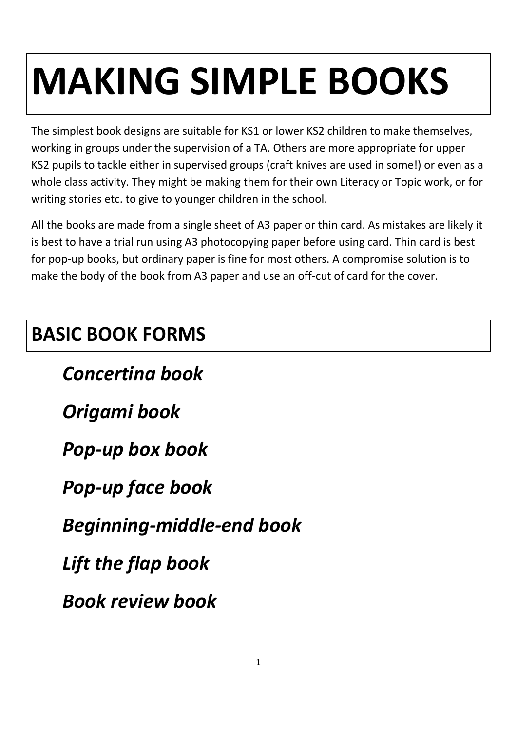# MAKING SIMPLE BOOKS

The simplest book designs are suitable for KS1 or lower KS2 children to make themselves, working in groups under the supervision of a TA. Others are more appropriate for upper KS2 pupils to tackle either in supervised groups (craft knives are used in some!) or even as a whole class activity. They might be making them for their own Literacy or Topic work, or for writing stories etc. to give to younger children in the school.

All the books are made from a single sheet of A3 paper or thin card. As mistakes are likely it is best to have a trial run using A3 photocopying paper before using card. Thin card is best for pop-up books, but ordinary paper is fine for most others. A compromise solution is to make the body of the book from A3 paper and use an off-cut of card for the cover.

## BASIC BOOK FORMS

***Concertina book***

***Origami book***

***Pop-up box book***

***Pop-up face book***

***Beginning-middle-end book***

***Lift the flap book***

***Book review book***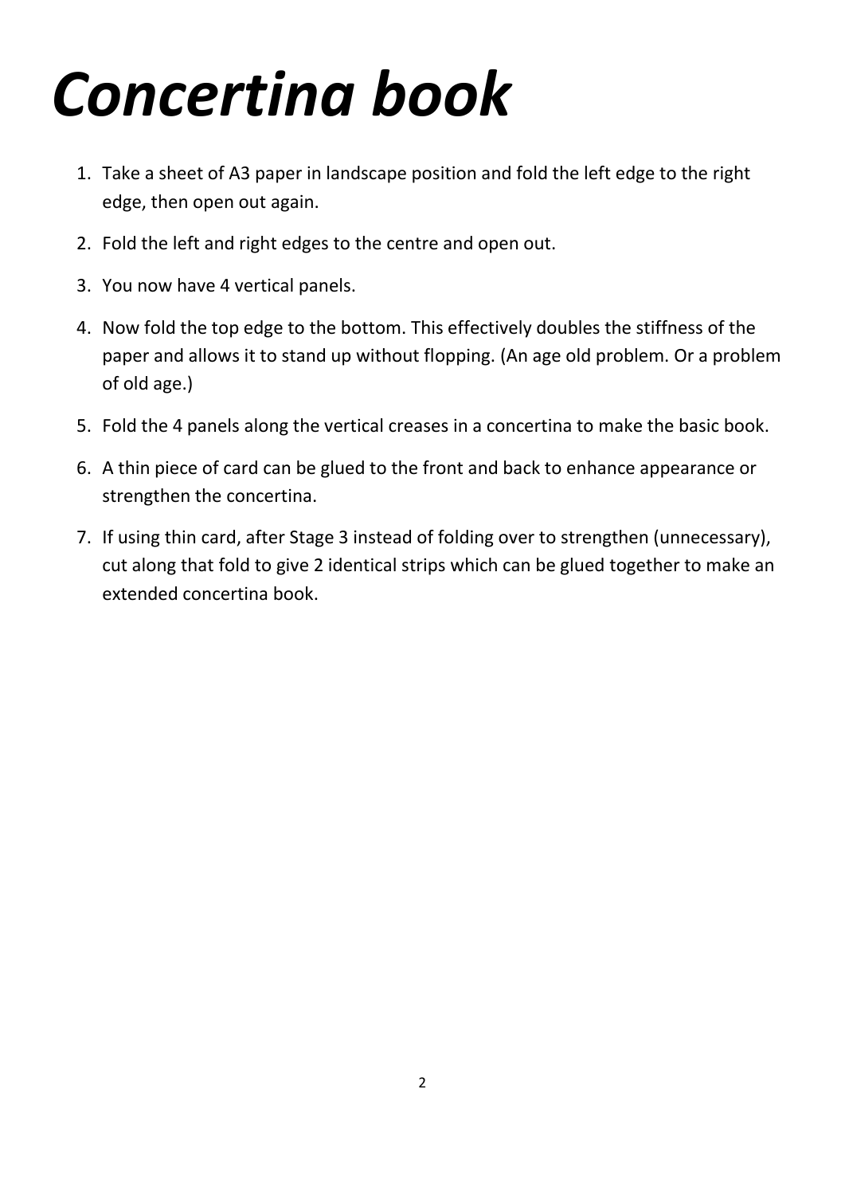# *Concertina book*

1. Take a sheet of A3 paper in landscape position and fold the left edge to the right edge, then open out again.
2. Fold the left and right edges to the centre and open out.
3. You now have 4 vertical panels.
4. Now fold the top edge to the bottom. This effectively doubles the stiffness of the paper and allows it to stand up without flopping. (An age old problem. Or a problem of old age.)
5. Fold the 4 panels along the vertical creases in a concertina to make the basic book.
6. A thin piece of card can be glued to the front and back to enhance appearance or strengthen the concertina.
7. If using thin card, after Stage 3 instead of folding over to strengthen (unnecessary), cut along that fold to give 2 identical strips which can be glued together to make an extended concertina book.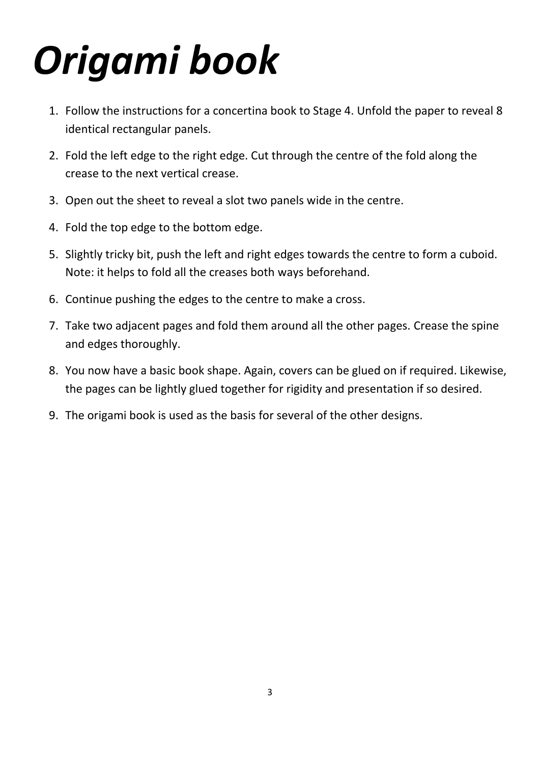# *Origami book*

1. Follow the instructions for a concertina book to Stage 4. Unfold the paper to reveal 8 identical rectangular panels.
2. Fold the left edge to the right edge. Cut through the centre of the fold along the crease to the next vertical crease.
3. Open out the sheet to reveal a slot two panels wide in the centre.
4. Fold the top edge to the bottom edge.
5. Slightly tricky bit, push the left and right edges towards the centre to form a cuboid. Note: it helps to fold all the creases both ways beforehand.
6. Continue pushing the edges to the centre to make a cross.
7. Take two adjacent pages and fold them around all the other pages. Crease the spine and edges thoroughly.
8. You now have a basic book shape. Again, covers can be glued on if required. Likewise, the pages can be lightly glued together for rigidity and presentation if so desired.
9. The origami book is used as the basis for several of the other designs.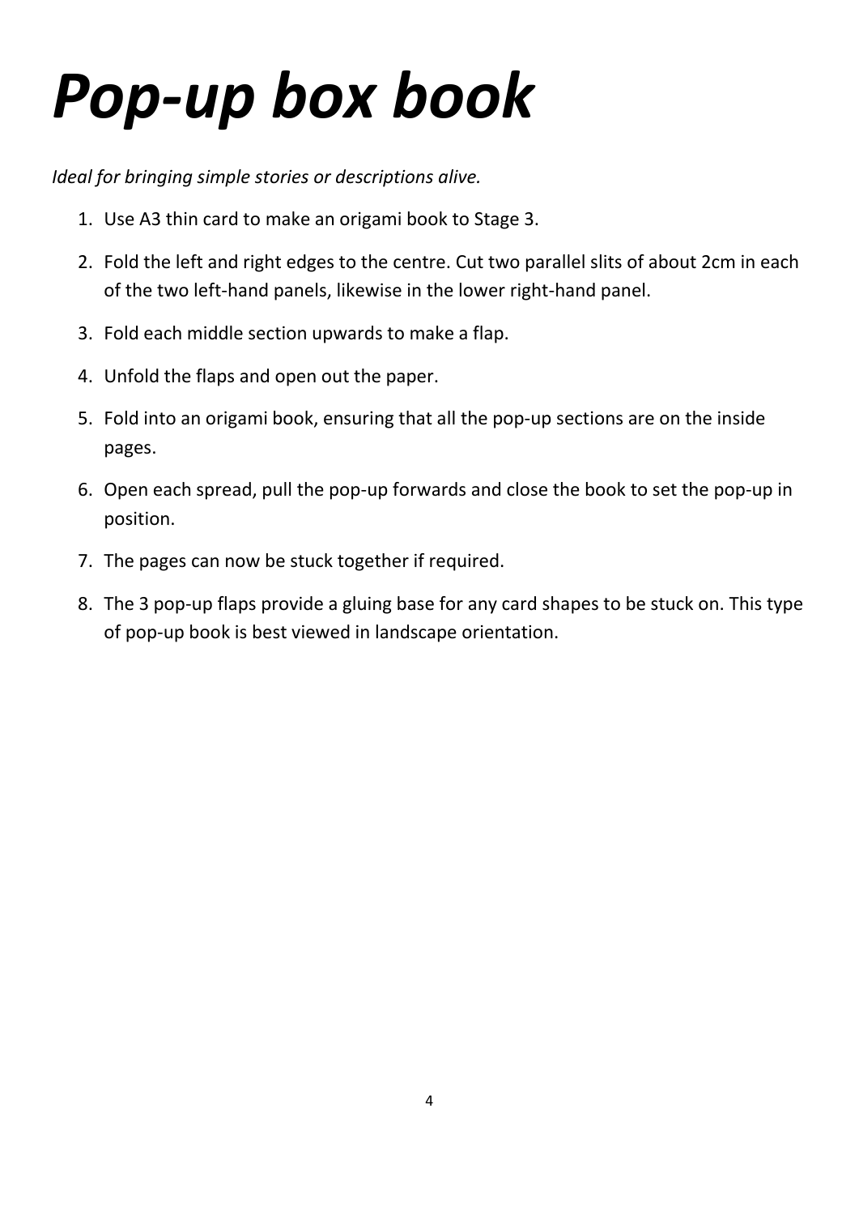# *Pop-up box book*

*Ideal for bringing simple stories or descriptions alive.*

1. Use A3 thin card to make an origami book to Stage 3.
2. Fold the left and right edges to the centre. Cut two parallel slits of about 2cm in each of the two left-hand panels, likewise in the lower right-hand panel.
3. Fold each middle section upwards to make a flap.
4. Unfold the flaps and open out the paper.
5. Fold into an origami book, ensuring that all the pop-up sections are on the inside pages.
6. Open each spread, pull the pop-up forwards and close the book to set the pop-up in position.
7. The pages can now be stuck together if required.
8. The 3 pop-up flaps provide a gluing base for any card shapes to be stuck on. This type of pop-up book is best viewed in landscape orientation.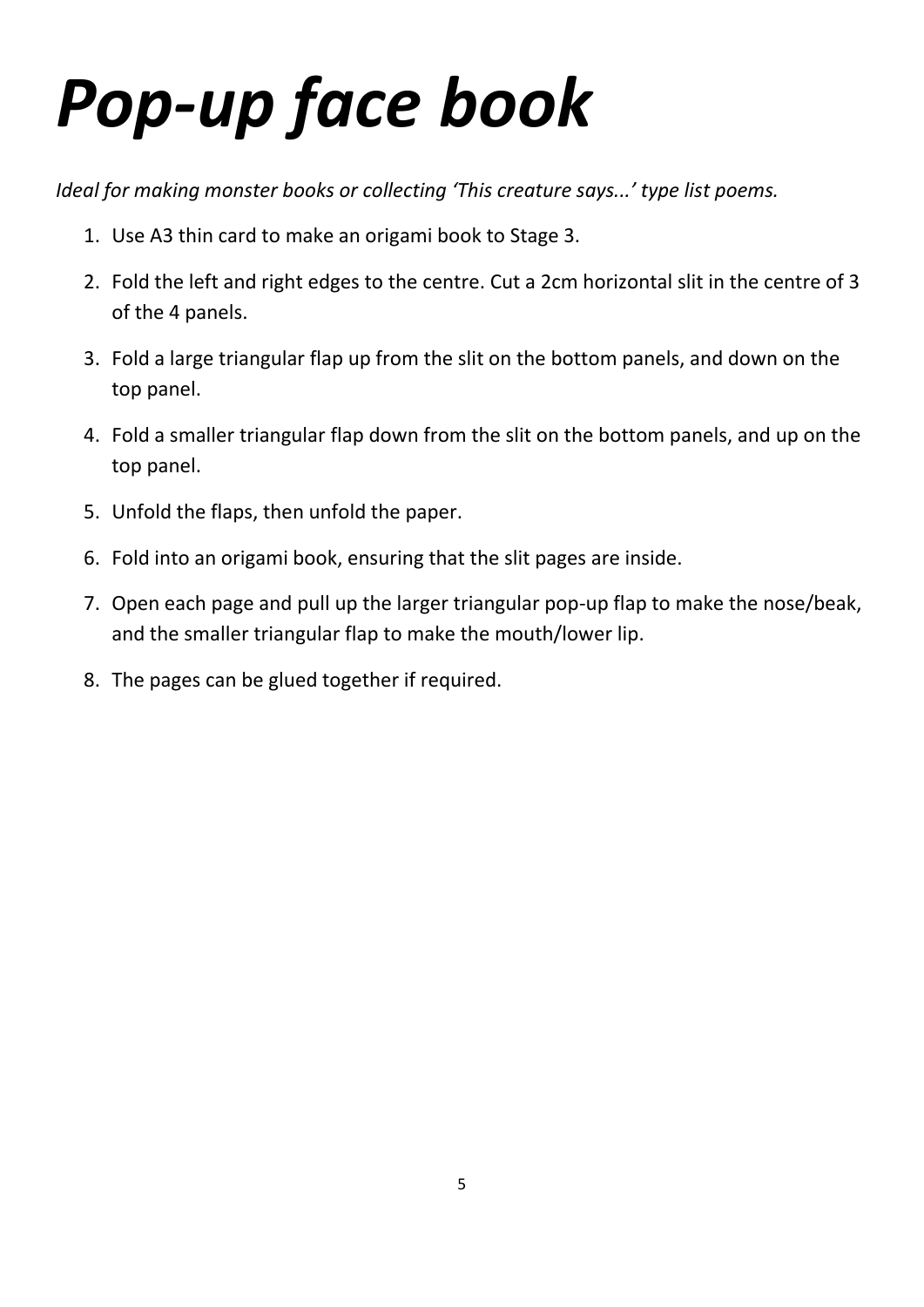# *Pop-up face book*

*Ideal for making monster books or collecting 'This creature says...' type list poems.*

1. Use A3 thin card to make an origami book to Stage 3.
2. Fold the left and right edges to the centre. Cut a 2cm horizontal slit in the centre of 3 of the 4 panels.
3. Fold a large triangular flap up from the slit on the bottom panels, and down on the top panel.
4. Fold a smaller triangular flap down from the slit on the bottom panels, and up on the top panel.
5. Unfold the flaps, then unfold the paper.
6. Fold into an origami book, ensuring that the slit pages are inside.
7. Open each page and pull up the larger triangular pop-up flap to make the nose/beak, and the smaller triangular flap to make the mouth/lower lip.
8. The pages can be glued together if required.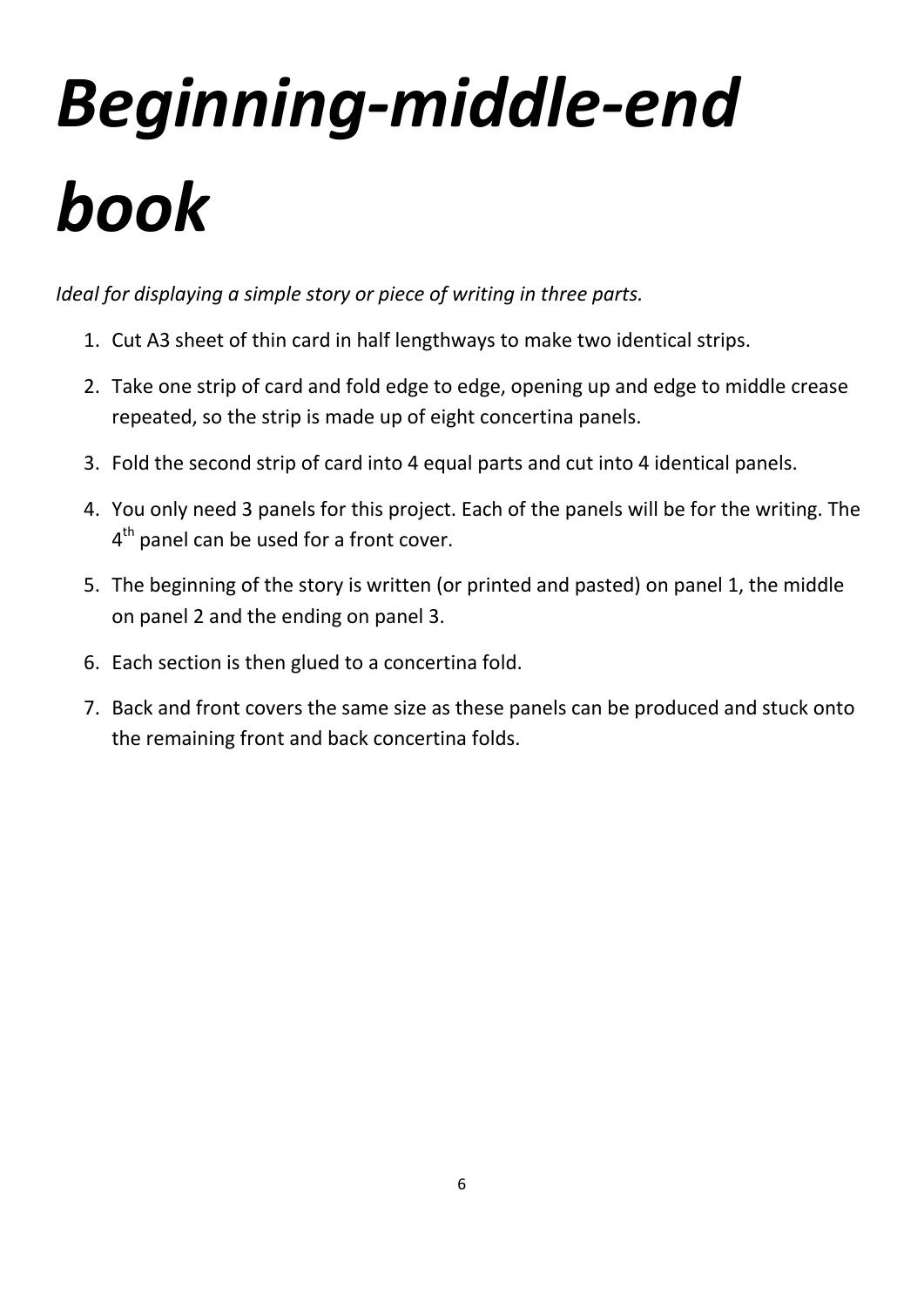# *Beginning-middle-end book*

*Ideal for displaying a simple story or piece of writing in three parts.*

1. Cut A3 sheet of thin card in half lengthways to make two identical strips.
2. Take one strip of card and fold edge to edge, opening up and edge to middle crease repeated, so the strip is made up of eight concertina panels.
3. Fold the second strip of card into 4 equal parts and cut into 4 identical panels.
4. You only need 3 panels for this project. Each of the panels will be for the writing. The 4th panel can be used for a front cover.
5. The beginning of the story is written (or printed and pasted) on panel 1, the middle on panel 2 and the ending on panel 3.
6. Each section is then glued to a concertina fold.
7. Back and front covers the same size as these panels can be produced and stuck onto the remaining front and back concertina folds.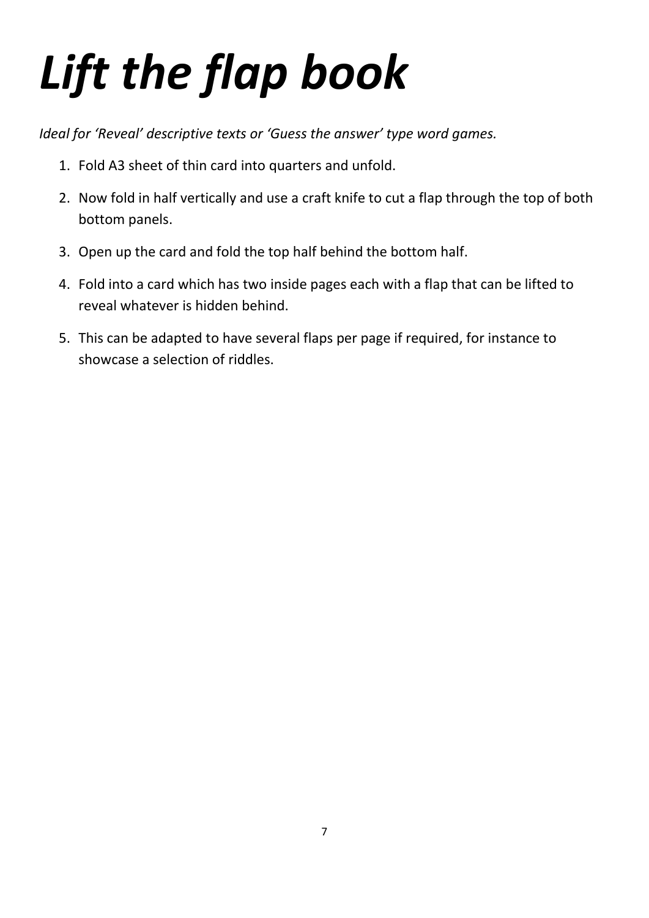# *Lift the flap book*

*Ideal for 'Reveal' descriptive texts or 'Guess the answer' type word games.*

1. Fold A3 sheet of thin card into quarters and unfold.
2. Now fold in half vertically and use a craft knife to cut a flap through the top of both bottom panels.
3. Open up the card and fold the top half behind the bottom half.
4. Fold into a card which has two inside pages each with a flap that can be lifted to reveal whatever is hidden behind.
5. This can be adapted to have several flaps per page if required, for instance to showcase a selection of riddles.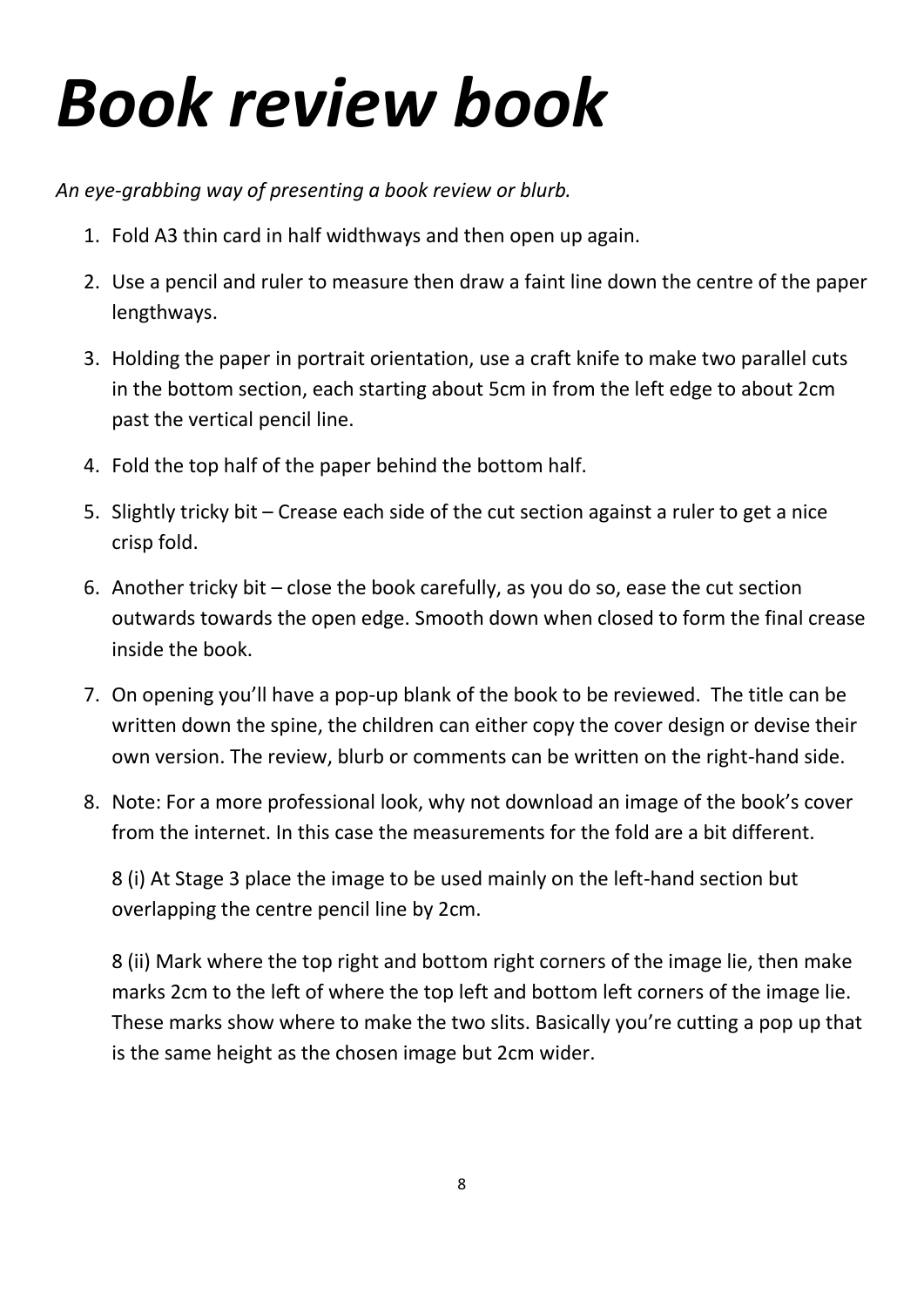# *Book review book*

*An eye-grabbing way of presenting a book review or blurb.*

1. Fold A3 thin card in half widthways and then open up again.
2. Use a pencil and ruler to measure then draw a faint line down the centre of the paper lengthways.
3. Holding the paper in portrait orientation, use a craft knife to make two parallel cuts in the bottom section, each starting about 5cm in from the left edge to about 2cm past the vertical pencil line.
4. Fold the top half of the paper behind the bottom half.
5. Slightly tricky bit – Crease each side of the cut section against a ruler to get a nice crisp fold.
6. Another tricky bit – close the book carefully, as you do so, ease the cut section outwards towards the open edge. Smooth down when closed to form the final crease inside the book.
7. On opening you'll have a pop-up blank of the book to be reviewed. The title can be written down the spine, the children can either copy the cover design or devise their own version. The review, blurb or comments can be written on the right-hand side.
8. Note: For a more professional look, why not download an image of the book's cover from the internet. In this case the measurements for the fold are a bit different.

   8 (i) At Stage 3 place the image to be used mainly on the left-hand section but overlapping the centre pencil line by 2cm.

   8 (ii) Mark where the top right and bottom right corners of the image lie, then make marks 2cm to the left of where the top left and bottom left corners of the image lie. These marks show where to make the two slits. Basically you're cutting a pop up that is the same height as the chosen image but 2cm wider.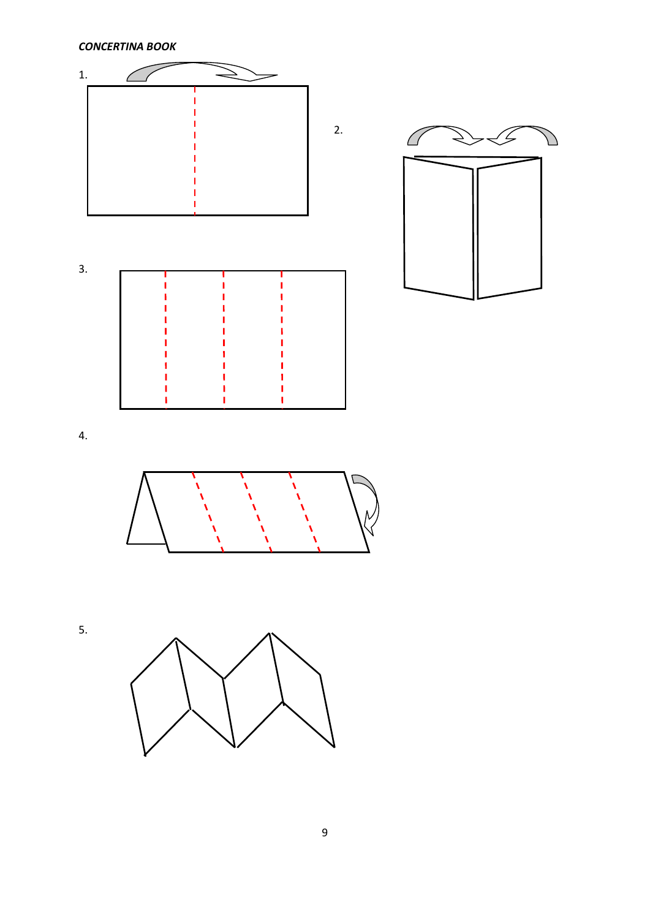***CONCERTINA BOOK***

1.

2.

3.

4.

5.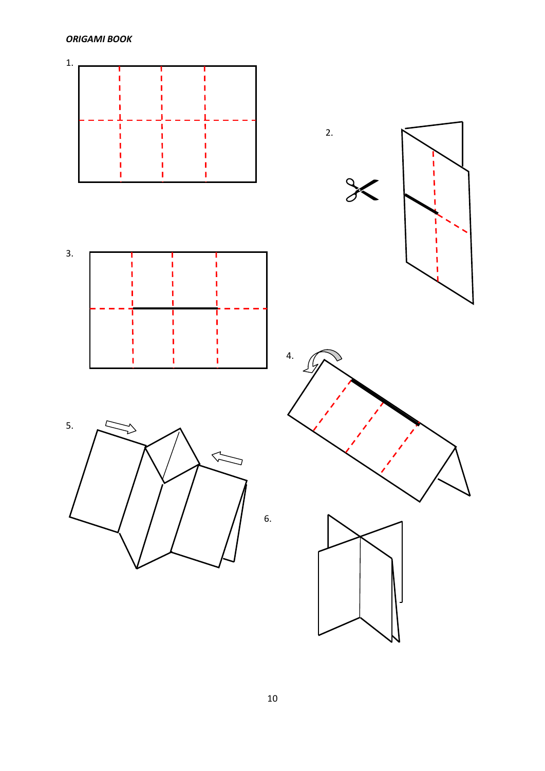***ORIGAMI BOOK***

1.

2.

3.

4.

5.

6.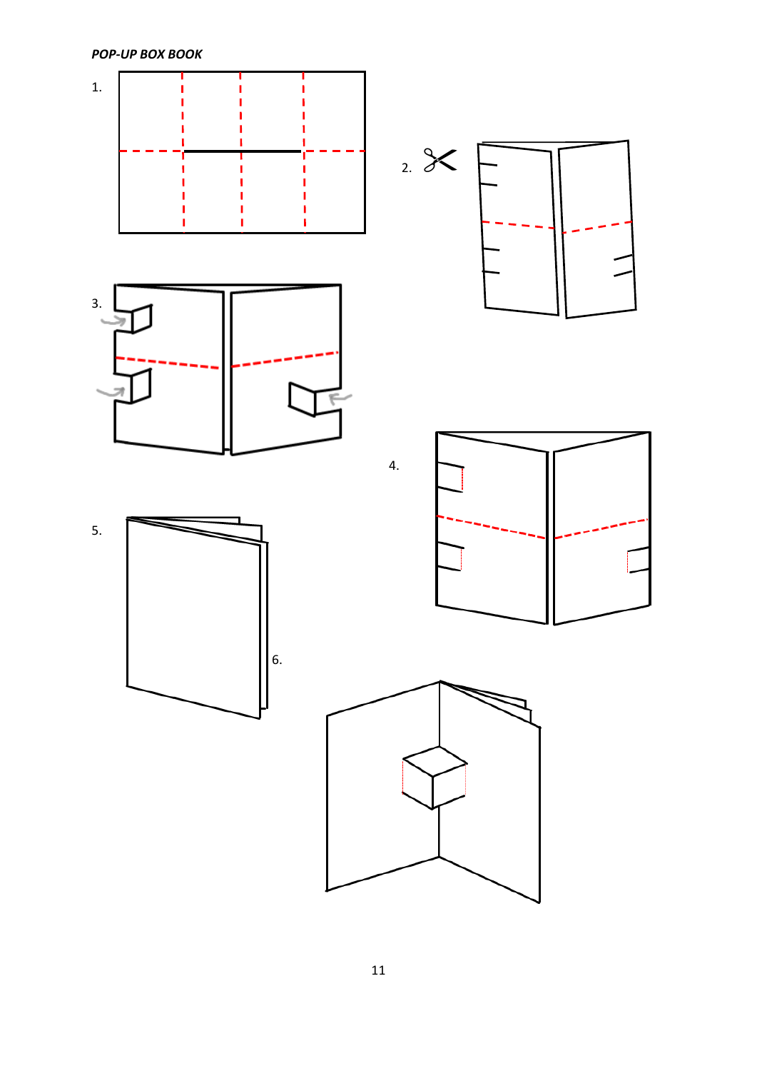***POP-UP BOX BOOK***

1.

2.

3.

4.

5.

6.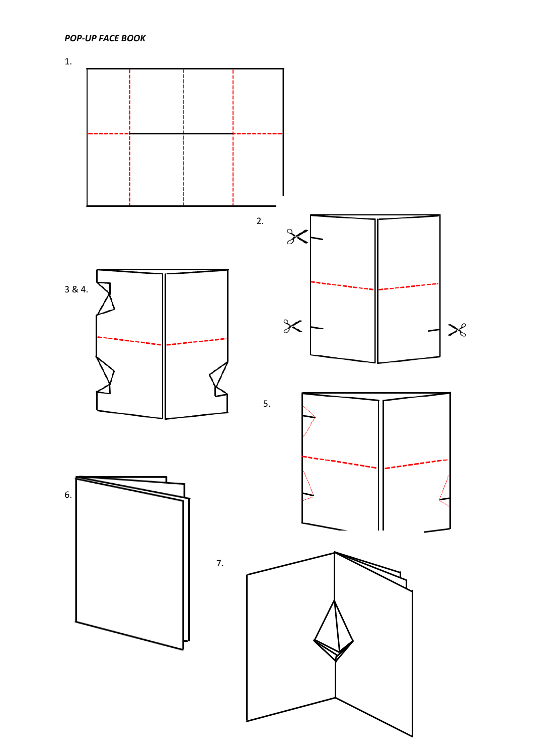***POP-UP FACE BOOK***

1.

2.

3 & 4.

5.

6.

7.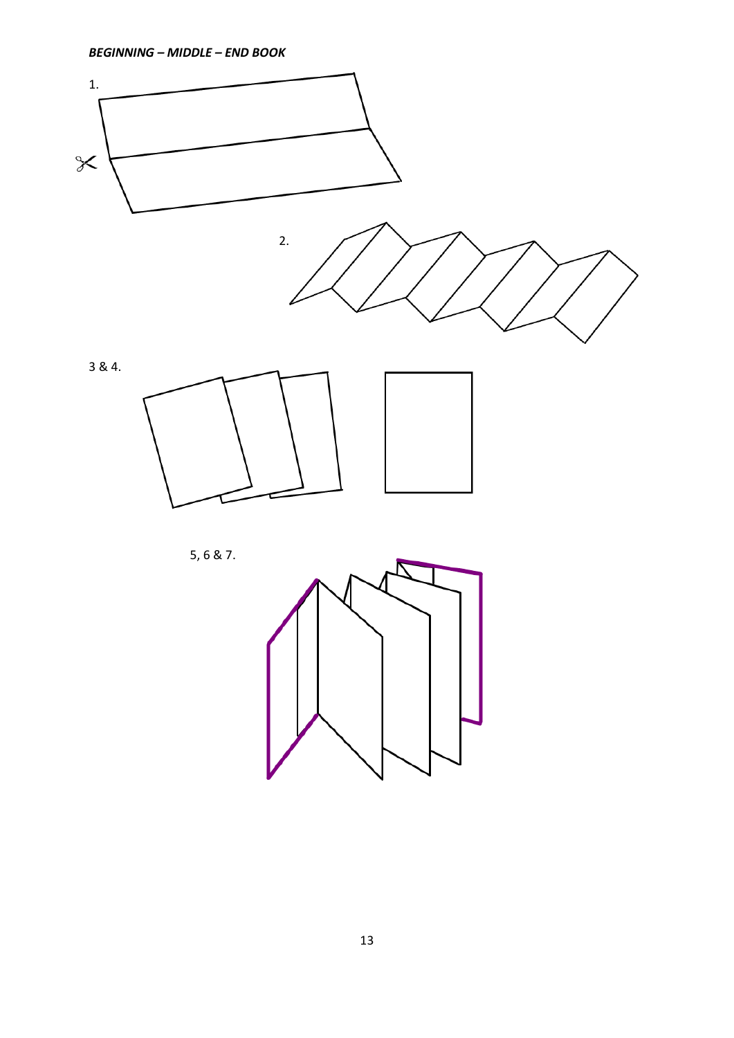***BEGINNING – MIDDLE – END BOOK***

1.

2.

3 & 4.

5, 6 & 7.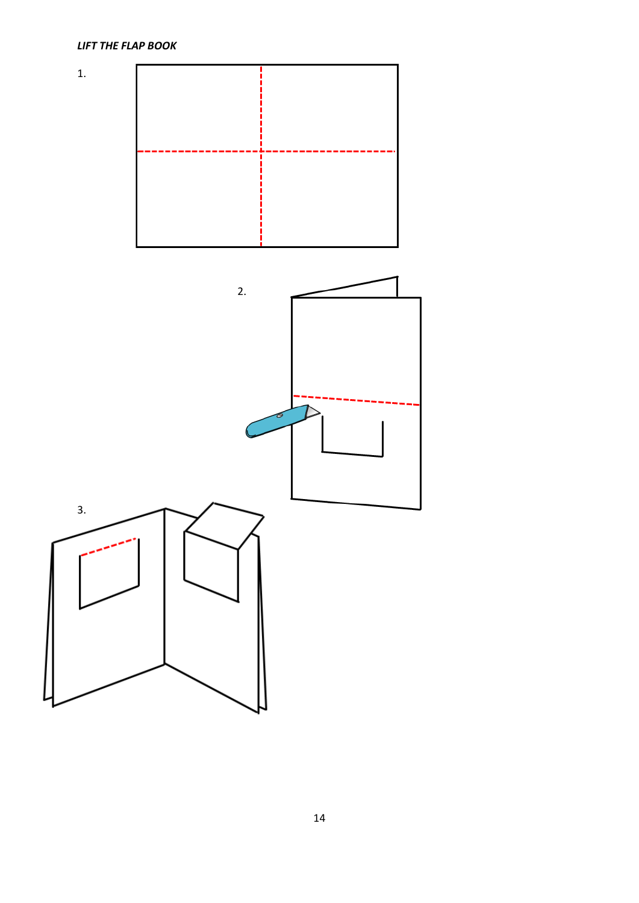***LIFT THE FLAP BOOK***

1.

2.

3.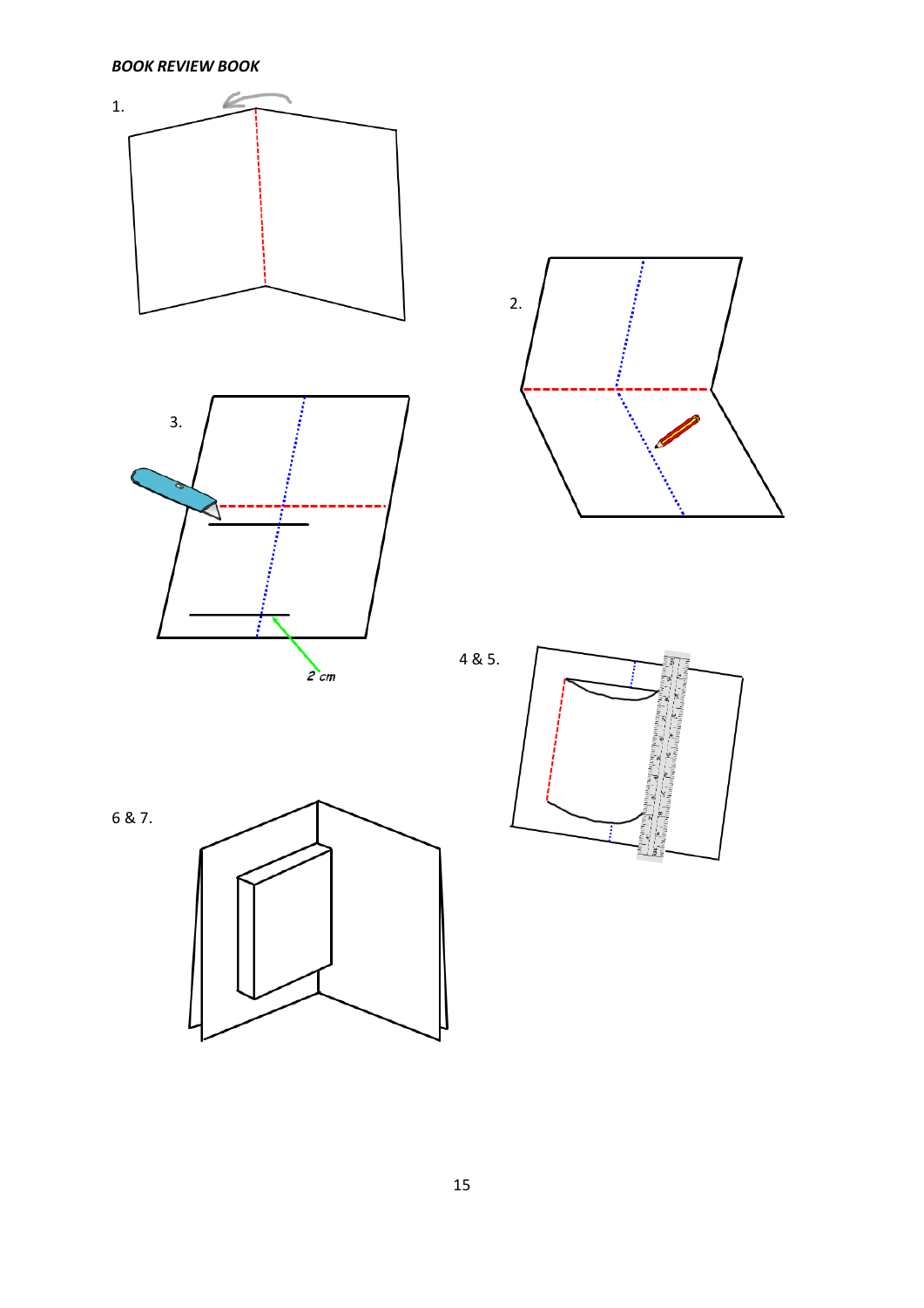***BOOK REVIEW BOOK***

1.

2.

3.

2 cm

4 & 5.

6 & 7.